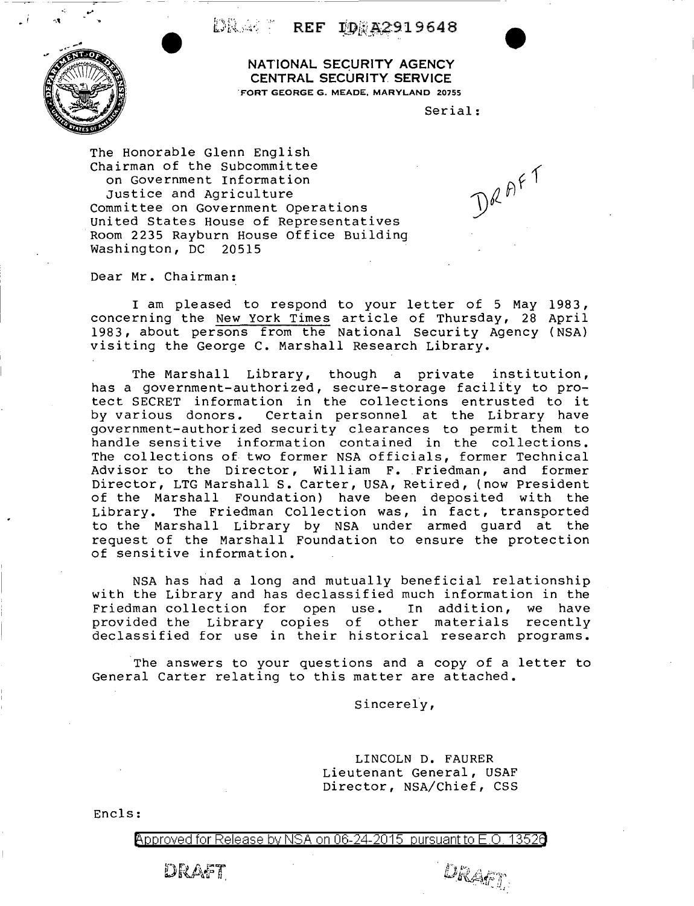DRAFT REF ID:A2919648

**NATIONAL SECURITY AGENCY**
**CENTRAL SECURITY SERVICE**
FORT GEORGE G. MEADE, MARYLAND 20755

Serial:

The Honorable Glenn English
Chairman of the Subcommittee
on Government Information
Justice and Agriculture
Committee on Government Operations
United States House of Representatives
Room 2235 Rayburn House Office Building
Washington, DC 20515

DRAFT

Dear Mr. Chairman:

I am pleased to respond to your letter of 5 May 1983, concerning the New York Times article of Thursday, 28 April 1983, about persons from the National Security Agency (NSA) visiting the George C. Marshall Research Library.

The Marshall Library, though a private institution, has a government-authorized, secure-storage facility to protect SECRET information in the collections entrusted to it by various donors. Certain personnel at the Library have government-authorized security clearances to permit them to handle sensitive information contained in the collections. The collections of two former NSA officials, former Technical Advisor to the Director, William F. Friedman, and former Director, LTG Marshall S. Carter, USA, Retired, (now President of the Marshall Foundation) have been deposited with the Library. The Friedman Collection was, in fact, transported to the Marshall Library by NSA under armed guard at the request of the Marshall Foundation to ensure the protection of sensitive information.

NSA has had a long and mutually beneficial relationship with the Library and has declassified much information in the Friedman collection for open use. In addition, we have provided the Library copies of other materials recently declassified for use in their historical research programs.

The answers to your questions and a copy of a letter to General Carter relating to this matter are attached.

Sincerely,

LINCOLN D. FAURER
Lieutenant General, USAF
Director, NSA/Chief, CSS

Encls:

Approved for Release by NSA on 06-24-2015 pursuant to E.O. 13526

DRAFT DRAFT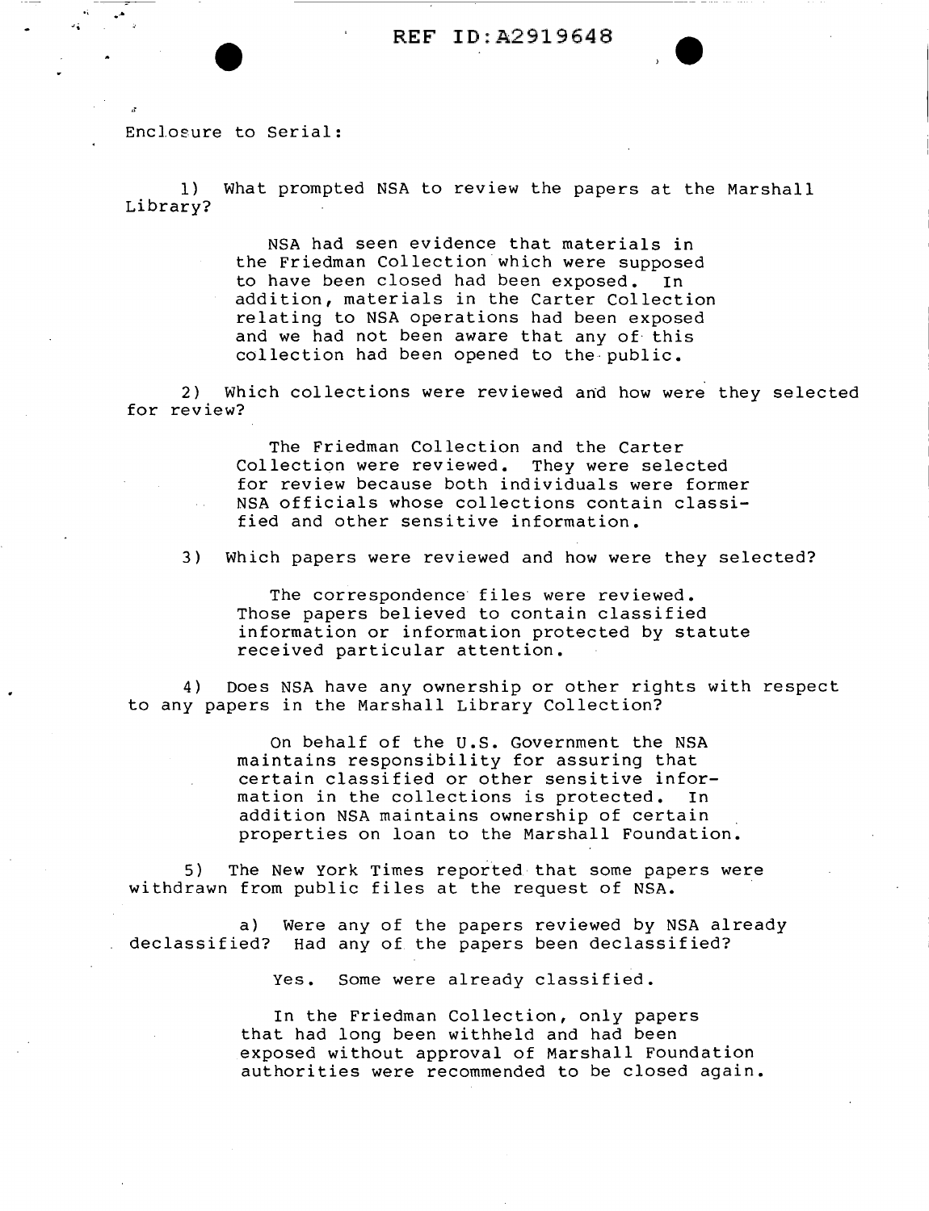REF ID:A2919648

Enclosure to Serial:

1) What prompted NSA to review the papers at the Marshall Library?

> NSA had seen evidence that materials in the Friedman Collection which were supposed to have been closed had been exposed. In addition, materials in the Carter Collection relating to NSA operations had been exposed and we had not been aware that any of this collection had been opened to the public.

2) Which collections were reviewed and how were they selected for review?

> The Friedman Collection and the Carter Collection were reviewed. They were selected for review because both individuals were former NSA officials whose collections contain classified and other sensitive information.

3) Which papers were reviewed and how were they selected?

> The correspondence files were reviewed. Those papers believed to contain classified information or information protected by statute received particular attention.

4) Does NSA have any ownership or other rights with respect to any papers in the Marshall Library Collection?

> On behalf of the U.S. Government the NSA maintains responsibility for assuring that certain classified or other sensitive information in the collections is protected. In addition NSA maintains ownership of certain properties on loan to the Marshall Foundation.

5) The New York Times reported that some papers were withdrawn from public files at the request of NSA.

a) Were any of the papers reviewed by NSA already declassified? Had any of the papers been declassified?

> Yes. Some were already classified.
>
> In the Friedman Collection, only papers that had long been withheld and had been exposed without approval of Marshall Foundation authorities were recommended to be closed again.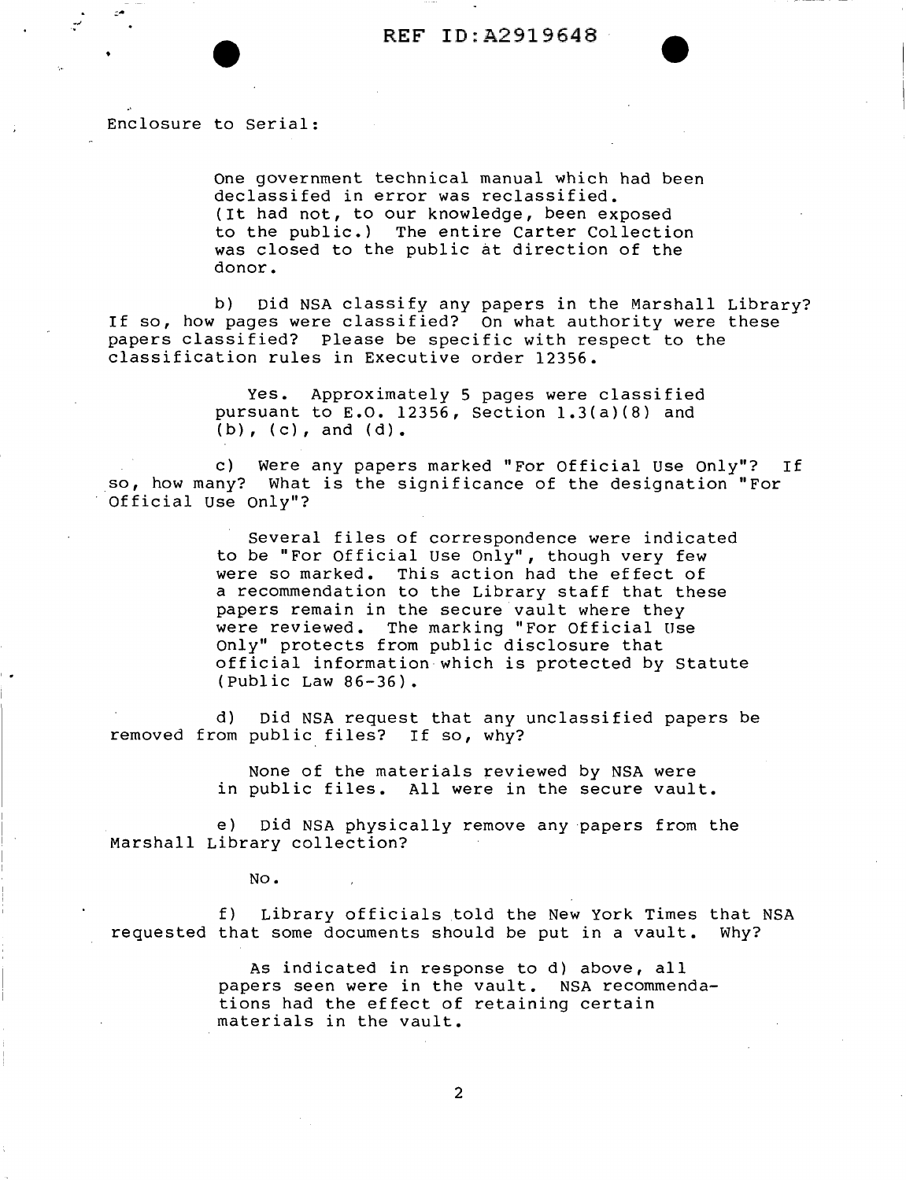Enclosure to Serial:

> One government technical manual which had been declassifed in error was reclassified. (It had not, to our knowledge, been exposed to the public.) The entire Carter Collection was closed to the public at direction of the donor.

b) Did NSA classify any papers in the Marshall Library? If so, how pages were classified? On what authority were these papers classified? Please be specific with respect to the classification rules in Executive order 12356.

> Yes. Approximately 5 pages were classified pursuant to E.O. 12356, Section 1.3(a)(8) and (b), (c), and (d).

c) Were any papers marked "For Official Use Only"? If so, how many? What is the significance of the designation "For Official Use Only"?

> Several files of correspondence were indicated to be "For Official Use Only", though very few were so marked. This action had the effect of a recommendation to the Library staff that these papers remain in the secure vault where they were reviewed. The marking "For Official Use Only" protects from public disclosure that official information which is protected by Statute (Public Law 86-36).

d) Did NSA request that any unclassified papers be removed from public files? If so, why?

> None of the materials reviewed by NSA were in public files. All were in the secure vault.

e) Did NSA physically remove any papers from the Marshall Library collection?

> No.

f) Library officials told the New York Times that NSA requested that some documents should be put in a vault. Why?

> As indicated in response to d) above, all papers seen were in the vault. NSA recommendations had the effect of retaining certain materials in the vault.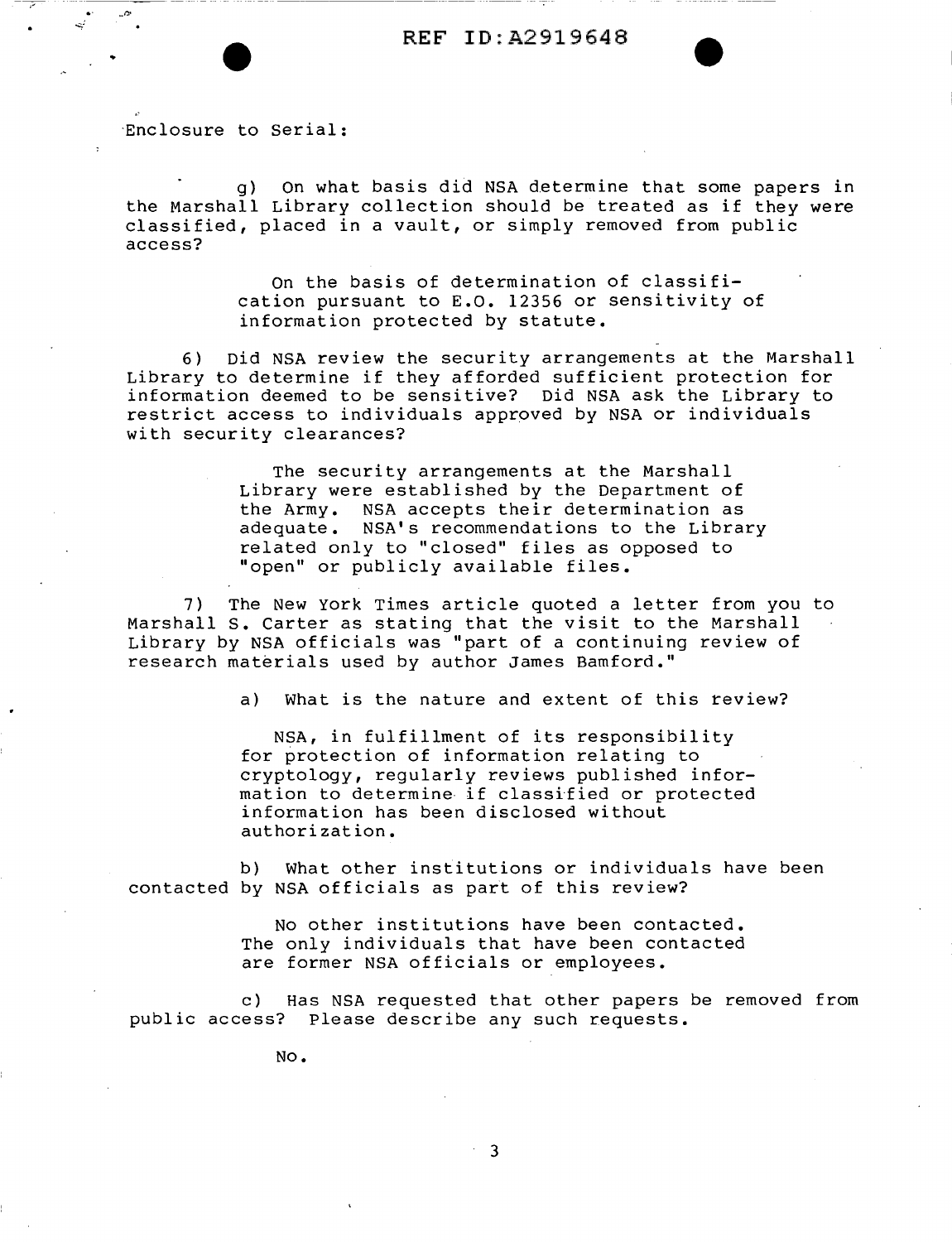REF ID:A2919648

Enclosure to Serial:

g) On what basis did NSA determine that some papers in the Marshall Library collection should be treated as if they were classified, placed in a vault, or simply removed from public access?

> On the basis of determination of classification pursuant to E.O. 12356 or sensitivity of information protected by statute.

6) Did NSA review the security arrangements at the Marshall Library to determine if they afforded sufficient protection for information deemed to be sensitive? Did NSA ask the Library to restrict access to individuals approved by NSA or individuals with security clearances?

> The security arrangements at the Marshall Library were established by the Department of the Army. NSA accepts their determination as adequate. NSA's recommendations to the Library related only to "closed" files as opposed to "open" or publicly available files.

7) The New York Times article quoted a letter from you to Marshall S. Carter as stating that the visit to the Marshall Library by NSA officials was "part of a continuing review of research materials used by author James Bamford."

a) What is the nature and extent of this review?

> NSA, in fulfillment of its responsibility for protection of information relating to cryptology, regularly reviews published information to determine if classified or protected information has been disclosed without authorization.

b) What other institutions or individuals have been contacted by NSA officials as part of this review?

> No other institutions have been contacted. The only individuals that have been contacted are former NSA officials or employees.

c) Has NSA requested that other papers be removed from public access? Please describe any such requests.

> No.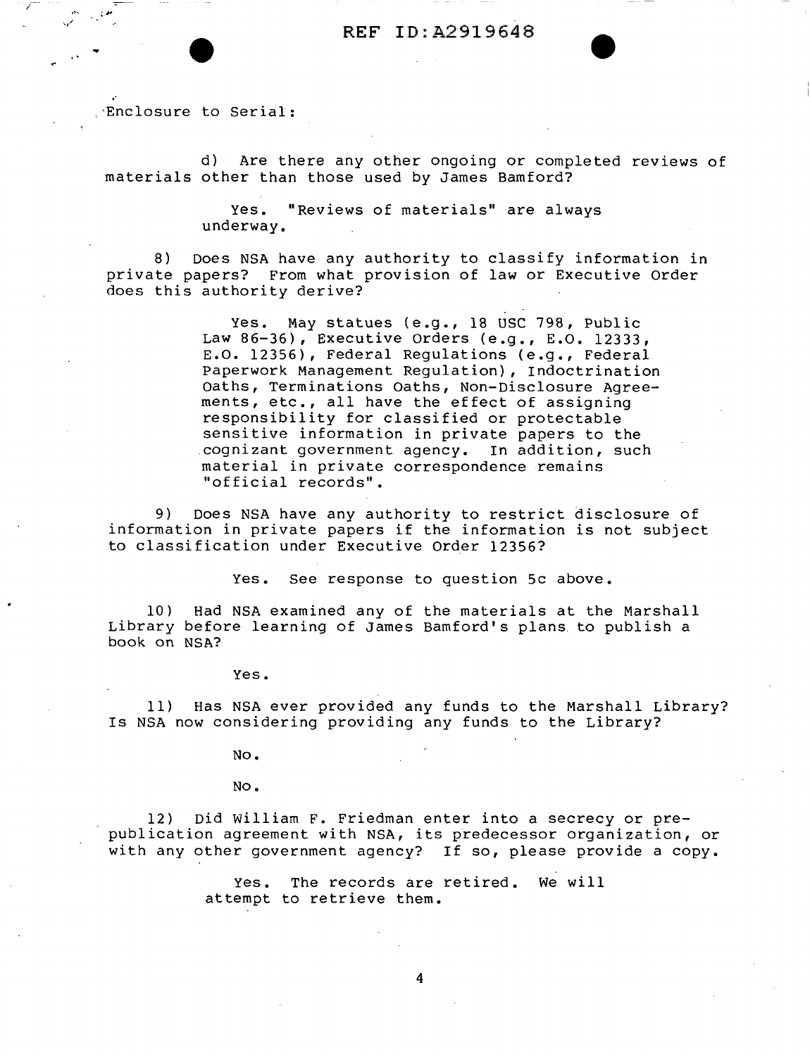Enclosure to Serial:

d) Are there any other ongoing or completed reviews of materials other than those used by James Bamford?

Yes. "Reviews of materials" are always underway.

8) Does NSA have any authority to classify information in private papers? From what provision of law or Executive Order does this authority derive?

Yes. May statues (e.g., 18 USC 798, Public Law 86-36), Executive Orders (e.g., E.O. 12333, E.O. 12356), Federal Regulations (e.g., Federal Paperwork Management Regulation), Indoctrination Oaths, Terminations Oaths, Non-Disclosure Agreements, etc., all have the effect of assigning responsibility for classified or protectable sensitive information in private papers to the cognizant government agency. In addition, such material in private correspondence remains "official records".

9) Does NSA have any authority to restrict disclosure of information in private papers if the information is not subject to classification under Executive Order 12356?

Yes. See response to question 5c above.

10) Had NSA examined any of the materials at the Marshall Library before learning of James Bamford's plans to publish a book on NSA?

Yes.

11) Has NSA ever provided any funds to the Marshall Library? Is NSA now considering providing any funds to the Library?

No.

No.

12) Did William F. Friedman enter into a secrecy or pre-publication agreement with NSA, its predecessor organization, or with any other government agency? If so, please provide a copy.

Yes. The records are retired. We will attempt to retrieve them.